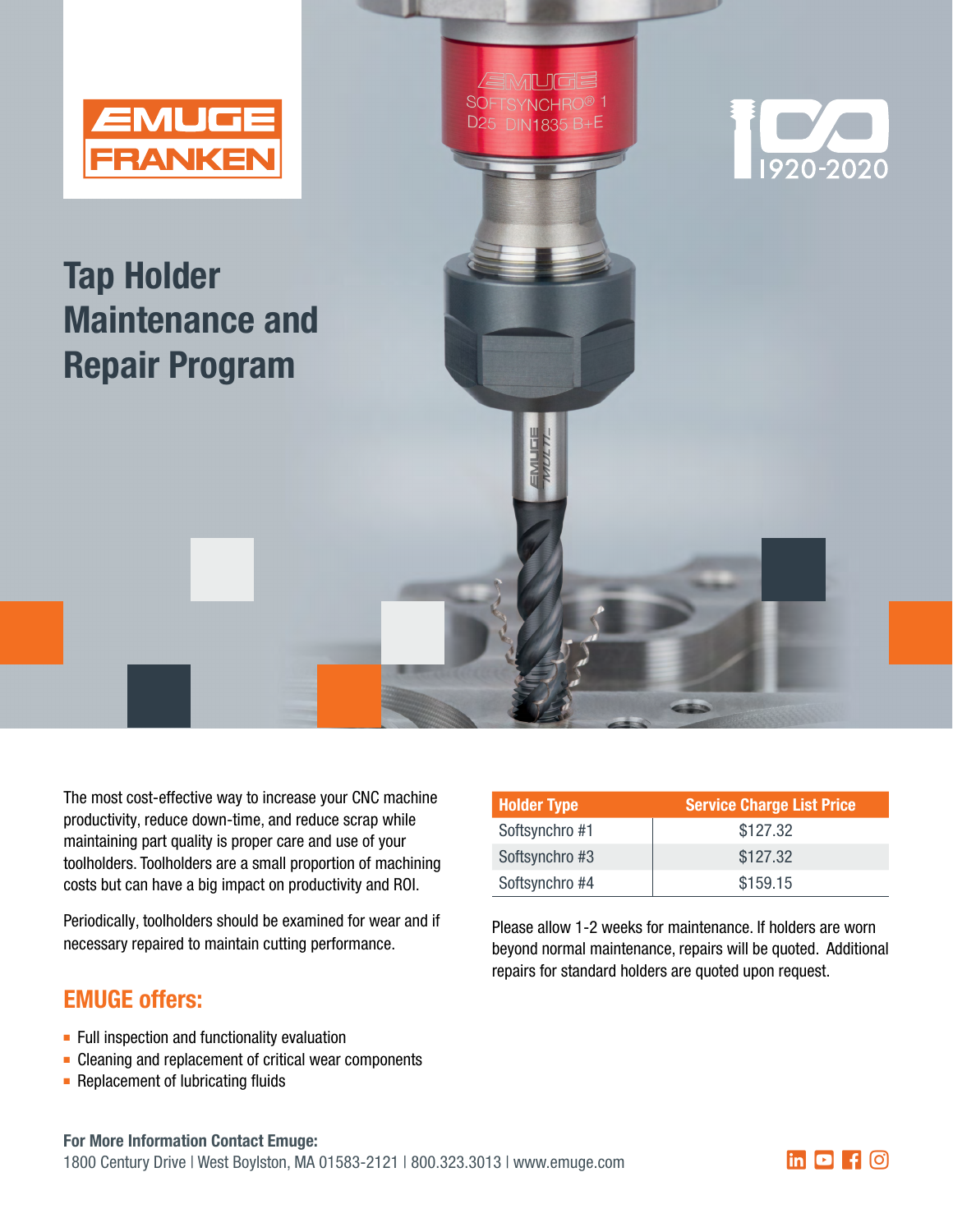# Tap Holder Maintenance and Repair Program

The most cost-effective way to increase your CNC machine productivity, reduce down-time, and reduce scrap while maintaining part quality is proper care and use of your toolholders. Toolholders are a small proportion of machining costs but can have a big impact on productivity and ROI.

Periodically, toolholders should be examined for wear and if necessary repaired to maintain cutting performance.

## EMUGE offers:

- Full inspection and functionality evaluation
- Cleaning and replacement of critical wear components
- Replacement of lubricating fluids

| Holder Type | Service Charge List Price |
|---|---|
| Softsynchro #1 | $127.32 |
| Softsynchro #3 | $127.32 |
| Softsynchro #4 | $159.15 |

Please allow 1-2 weeks for maintenance. If holders are worn beyond normal maintenance, repairs will be quoted. Additional repairs for standard holders are quoted upon request.

**For More Information Contact Emuge:**
1800 Century Drive | West Boylston, MA 01583-2121 | 800.323.3013 | www.emuge.com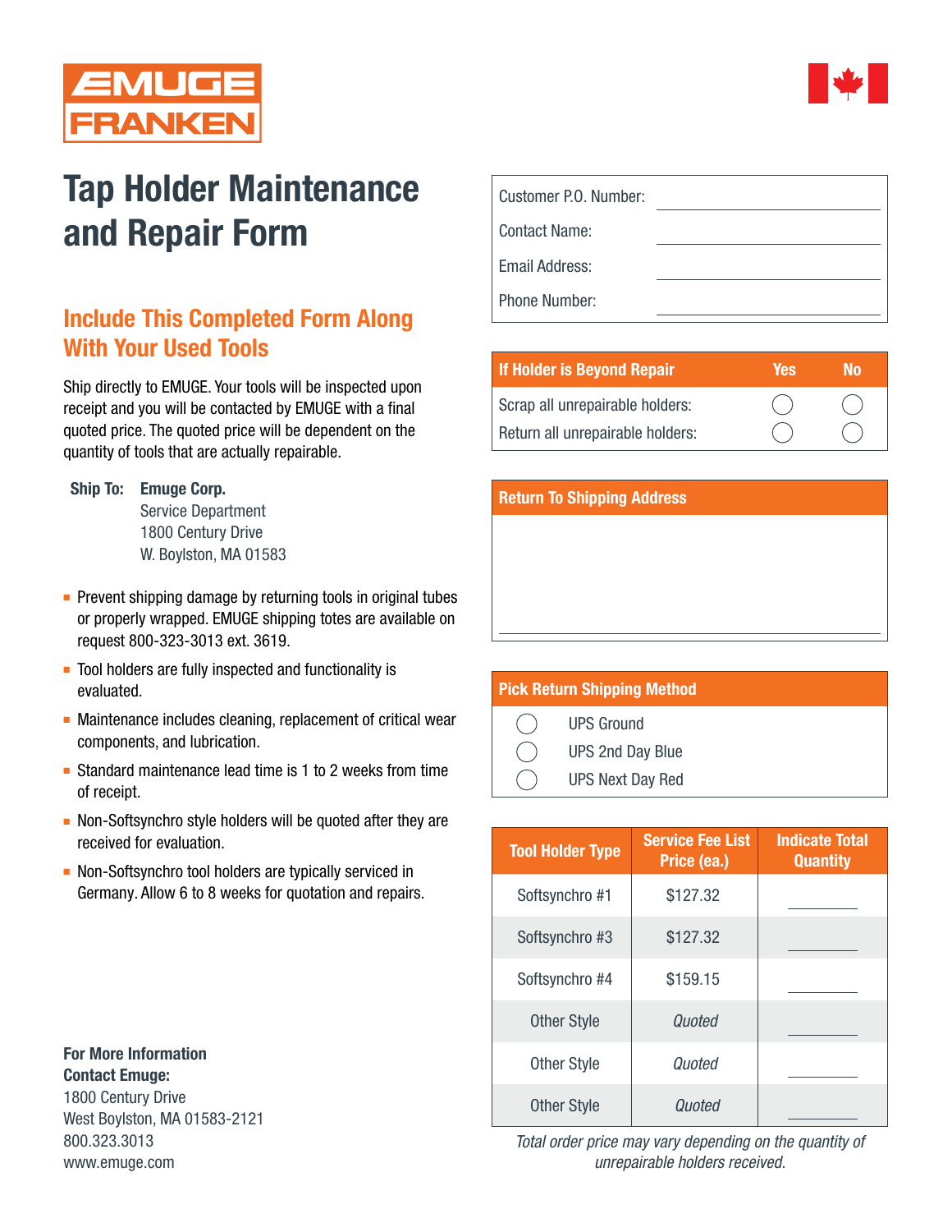EMUGE FRANKEN

# Tap Holder Maintenance and Repair Form

## Include This Completed Form Along With Your Used Tools

Ship directly to EMUGE. Your tools will be inspected upon receipt and you will be contacted by EMUGE with a final quoted price. The quoted price will be dependent on the quantity of tools that are actually repairable.

**Ship To:** **Emuge Corp.**
Service Department
1800 Century Drive
W. Boylston, MA 01583

- Prevent shipping damage by returning tools in original tubes or properly wrapped. EMUGE shipping totes are available on request 800-323-3013 ext. 3619.
- Tool holders are fully inspected and functionality is evaluated.
- Maintenance includes cleaning, replacement of critical wear components, and lubrication.
- Standard maintenance lead time is 1 to 2 weeks from time of receipt.
- Non-Softsynchro style holders will be quoted after they are received for evaluation.
- Non-Softsynchro tool holders are typically serviced in Germany. Allow 6 to 8 weeks for quotation and repairs.

**For More Information Contact Emuge:**
1800 Century Drive
West Boylston, MA 01583-2121
800.323.3013
www.emuge.com

Customer P.O. Number: ______________

Contact Name: ______________

Email Address: ______________

Phone Number: ______________

| If Holder is Beyond Repair | Yes | No |
|---|---|---|
| Scrap all unrepairable holders: | ○ | ○ |
| Return all unrepairable holders: | ○ | ○ |

**Return To Shipping Address**

______________

**Pick Return Shipping Method**

- ○ UPS Ground
- ○ UPS 2nd Day Blue
- ○ UPS Next Day Red

| Tool Holder Type | Service Fee List Price (ea.) | Indicate Total Quantity |
|---|---|---|
| Softsynchro #1 | $127.32 | ______ |
| Softsynchro #3 | $127.32 | ______ |
| Softsynchro #4 | $159.15 | ______ |
| Other Style | *Quoted* | ______ |
| Other Style | *Quoted* | ______ |
| Other Style | *Quoted* | ______ |

*Total order price may vary depending on the quantity of unrepairable holders received.*